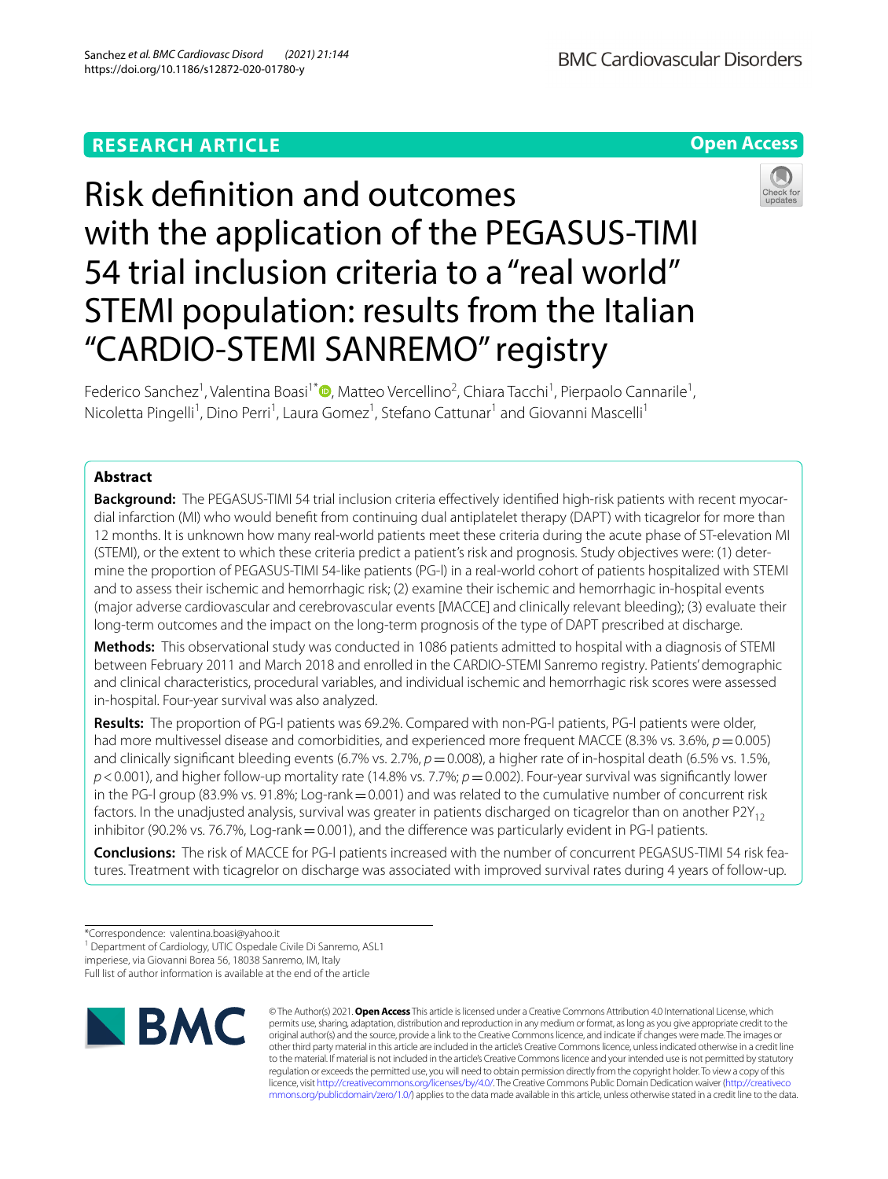RESEARCH ARTICLE

Open Access

# Risk definition and outcomes with the application of the PEGASUS-TIMI 54 trial inclusion criteria to a "real world" STEMI population: results from the Italian "CARDIO-STEMI SANREMO" registry

Federico Sanchez[1], Valentina Boasi[1*], Matteo Vercellino[2], Chiara Tacchi[1], Pierpaolo Cannarile[1], Nicoletta Pingelli[1], Dino Perri[1], Laura Gomez[1], Stefano Cattunar[1] and Giovanni Mascelli[1]

## Abstract

**Background:** The PEGASUS-TIMI 54 trial inclusion criteria effectively identified high-risk patients with recent myocardial infarction (MI) who would benefit from continuing dual antiplatelet therapy (DAPT) with ticagrelor for more than 12 months. It is unknown how many real-world patients meet these criteria during the acute phase of ST-elevation MI (STEMI), or the extent to which these criteria predict a patient's risk and prognosis. Study objectives were: (1) determine the proportion of PEGASUS-TIMI 54-like patients (PG-l) in a real-world cohort of patients hospitalized with STEMI and to assess their ischemic and hemorrhagic risk; (2) examine their ischemic and hemorrhagic in-hospital events (major adverse cardiovascular and cerebrovascular events [MACCE] and clinically relevant bleeding); (3) evaluate their long-term outcomes and the impact on the long-term prognosis of the type of DAPT prescribed at discharge.

**Methods:** This observational study was conducted in 1086 patients admitted to hospital with a diagnosis of STEMI between February 2011 and March 2018 and enrolled in the CARDIO-STEMI Sanremo registry. Patients' demographic and clinical characteristics, procedural variables, and individual ischemic and hemorrhagic risk scores were assessed in-hospital. Four-year survival was also analyzed.

**Results:** The proportion of PG-l patients was 69.2%. Compared with non-PG-l patients, PG-l patients were older, had more multivessel disease and comorbidities, and experienced more frequent MACCE (8.3% vs. 3.6%, $p = 0.005$) and clinically significant bleeding events (6.7% vs. 2.7%, $p = 0.008$), a higher rate of in-hospital death (6.5% vs. 1.5%, $p < 0.001$), and higher follow-up mortality rate (14.8% vs. 7.7%; $p = 0.002$). Four-year survival was significantly lower in the PG-l group (83.9% vs. 91.8%; Log-rank $= 0.001$) and was related to the cumulative number of concurrent risk factors. In the unadjusted analysis, survival was greater in patients discharged on ticagrelor than on another $P2Y_{12}$ inhibitor (90.2% vs. 76.7%, Log-rank $= 0.001$), and the difference was particularly evident in PG-l patients.

**Conclusions:** The risk of MACCE for PG-l patients increased with the number of concurrent PEGASUS-TIMI 54 risk features. Treatment with ticagrelor on discharge was associated with improved survival rates during 4 years of follow-up.

*Correspondence: valentina.boasi@yahoo.it
[1] Department of Cardiology, UTIC Ospedale Civile Di Sanremo, ASL1 imperiese, via Giovanni Borea 56, 18038 Sanremo, IM, Italy
Full list of author information is available at the end of the article

© The Author(s) 2021. **Open Access** This article is licensed under a Creative Commons Attribution 4.0 International License, which permits use, sharing, adaptation, distribution and reproduction in any medium or format, as long as you give appropriate credit to the original author(s) and the source, provide a link to the Creative Commons licence, and indicate if changes were made. The images or other third party material in this article are included in the article's Creative Commons licence, unless indicated otherwise in a credit line to the material. If material is not included in the article's Creative Commons licence and your intended use is not permitted by statutory regulation or exceeds the permitted use, you will need to obtain permission directly from the copyright holder. To view a copy of this licence, visit http://creativecommons.org/licenses/by/4.0/. The Creative Commons Public Domain Dedication waiver (http://creativecommons.org/publicdomain/zero/1.0/) applies to the data made available in this article, unless otherwise stated in a credit line to the data.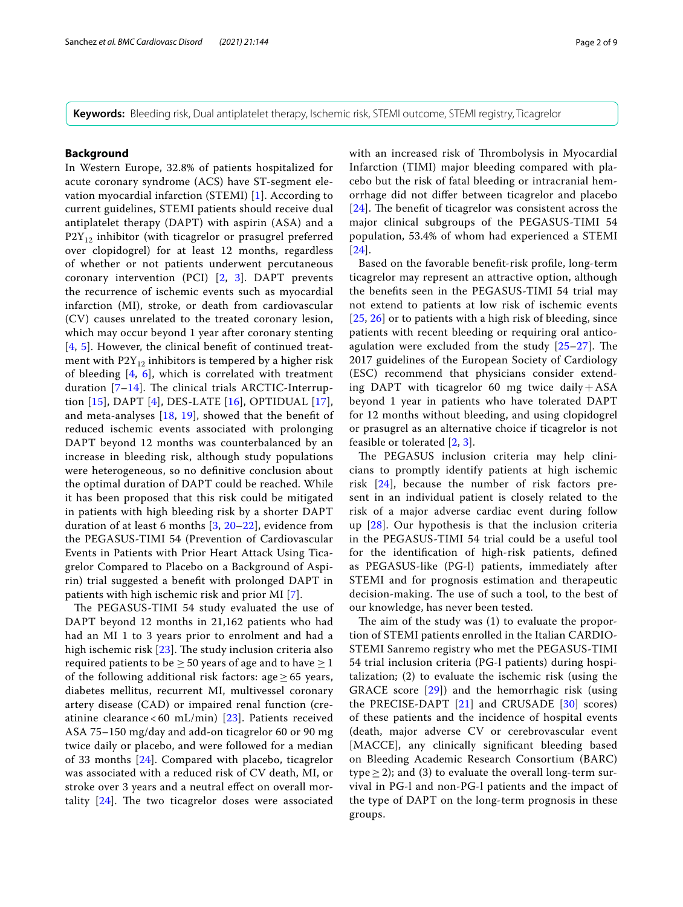**Keywords:** Bleeding risk, Dual antiplatelet therapy, Ischemic risk, STEMI outcome, STEMI registry, Ticagrelor

## Background

In Western Europe, 32.8% of patients hospitalized for acute coronary syndrome (ACS) have ST-segment elevation myocardial infarction (STEMI) [1]. According to current guidelines, STEMI patients should receive dual antiplatelet therapy (DAPT) with aspirin (ASA) and a $P2Y_{12}$ inhibitor (with ticagrelor or prasugrel preferred over clopidogrel) for at least 12 months, regardless of whether or not patients underwent percutaneous coronary intervention (PCI) [2, 3]. DAPT prevents the recurrence of ischemic events such as myocardial infarction (MI), stroke, or death from cardiovascular (CV) causes unrelated to the treated coronary lesion, which may occur beyond 1 year after coronary stenting [4, 5]. However, the clinical benefit of continued treatment with $P2Y_{12}$ inhibitors is tempered by a higher risk of bleeding [4, 6], which is correlated with treatment duration [7–14]. The clinical trials ARCTIC-Interruption [15], DAPT [4], DES-LATE [16], OPTIDUAL [17], and meta-analyses [18, 19], showed that the benefit of reduced ischemic events associated with prolonging DAPT beyond 12 months was counterbalanced by an increase in bleeding risk, although study populations were heterogeneous, so no definitive conclusion about the optimal duration of DAPT could be reached. While it has been proposed that this risk could be mitigated in patients with high bleeding risk by a shorter DAPT duration of at least 6 months [3, 20–22], evidence from the PEGASUS-TIMI 54 (Prevention of Cardiovascular Events in Patients with Prior Heart Attack Using Ticagrelor Compared to Placebo on a Background of Aspirin) trial suggested a benefit with prolonged DAPT in patients with high ischemic risk and prior MI [7].

The PEGASUS-TIMI 54 study evaluated the use of DAPT beyond 12 months in 21,162 patients who had had an MI 1 to 3 years prior to enrolment and had a high ischemic risk [23]. The study inclusion criteria also required patients to be ≥ 50 years of age and to have ≥ 1 of the following additional risk factors: age ≥ 65 years, diabetes mellitus, recurrent MI, multivessel coronary artery disease (CAD) or impaired renal function (creatinine clearance < 60 mL/min) [23]. Patients received ASA 75–150 mg/day and add-on ticagrelor 60 or 90 mg twice daily or placebo, and were followed for a median of 33 months [24]. Compared with placebo, ticagrelor was associated with a reduced risk of CV death, MI, or stroke over 3 years and a neutral effect on overall mortality [24]. The two ticagrelor doses were associated with an increased risk of Thrombolysis in Myocardial Infarction (TIMI) major bleeding compared with placebo but the risk of fatal bleeding or intracranial hemorrhage did not differ between ticagrelor and placebo [24]. The benefit of ticagrelor was consistent across the major clinical subgroups of the PEGASUS-TIMI 54 population, 53.4% of whom had experienced a STEMI [24].

Based on the favorable benefit-risk profile, long-term ticagrelor may represent an attractive option, although the benefits seen in the PEGASUS-TIMI 54 trial may not extend to patients at low risk of ischemic events [25, 26] or to patients with a high risk of bleeding, since patients with recent bleeding or requiring oral anticoagulation were excluded from the study [25–27]. The 2017 guidelines of the European Society of Cardiology (ESC) recommend that physicians consider extending DAPT with ticagrelor 60 mg twice daily + ASA beyond 1 year in patients who have tolerated DAPT for 12 months without bleeding, and using clopidogrel or prasugrel as an alternative choice if ticagrelor is not feasible or tolerated [2, 3].

The PEGASUS inclusion criteria may help clinicians to promptly identify patients at high ischemic risk [24], because the number of risk factors present in an individual patient is closely related to the risk of a major adverse cardiac event during follow up [28]. Our hypothesis is that the inclusion criteria in the PEGASUS-TIMI 54 trial could be a useful tool for the identification of high-risk patients, defined as PEGASUS-like (PG-l) patients, immediately after STEMI and for prognosis estimation and therapeutic decision-making. The use of such a tool, to the best of our knowledge, has never been tested.

The aim of the study was (1) to evaluate the proportion of STEMI patients enrolled in the Italian CARDIO-STEMI Sanremo registry who met the PEGASUS-TIMI 54 trial inclusion criteria (PG-l patients) during hospitalization; (2) to evaluate the ischemic risk (using the GRACE score [29]) and the hemorrhagic risk (using the PRECISE-DAPT [21] and CRUSADE [30] scores) of these patients and the incidence of hospital events (death, major adverse CV or cerebrovascular event [MACCE], any clinically significant bleeding based on Bleeding Academic Research Consortium (BARC) type ≥ 2); and (3) to evaluate the overall long-term survival in PG-l and non-PG-l patients and the impact of the type of DAPT on the long-term prognosis in these groups.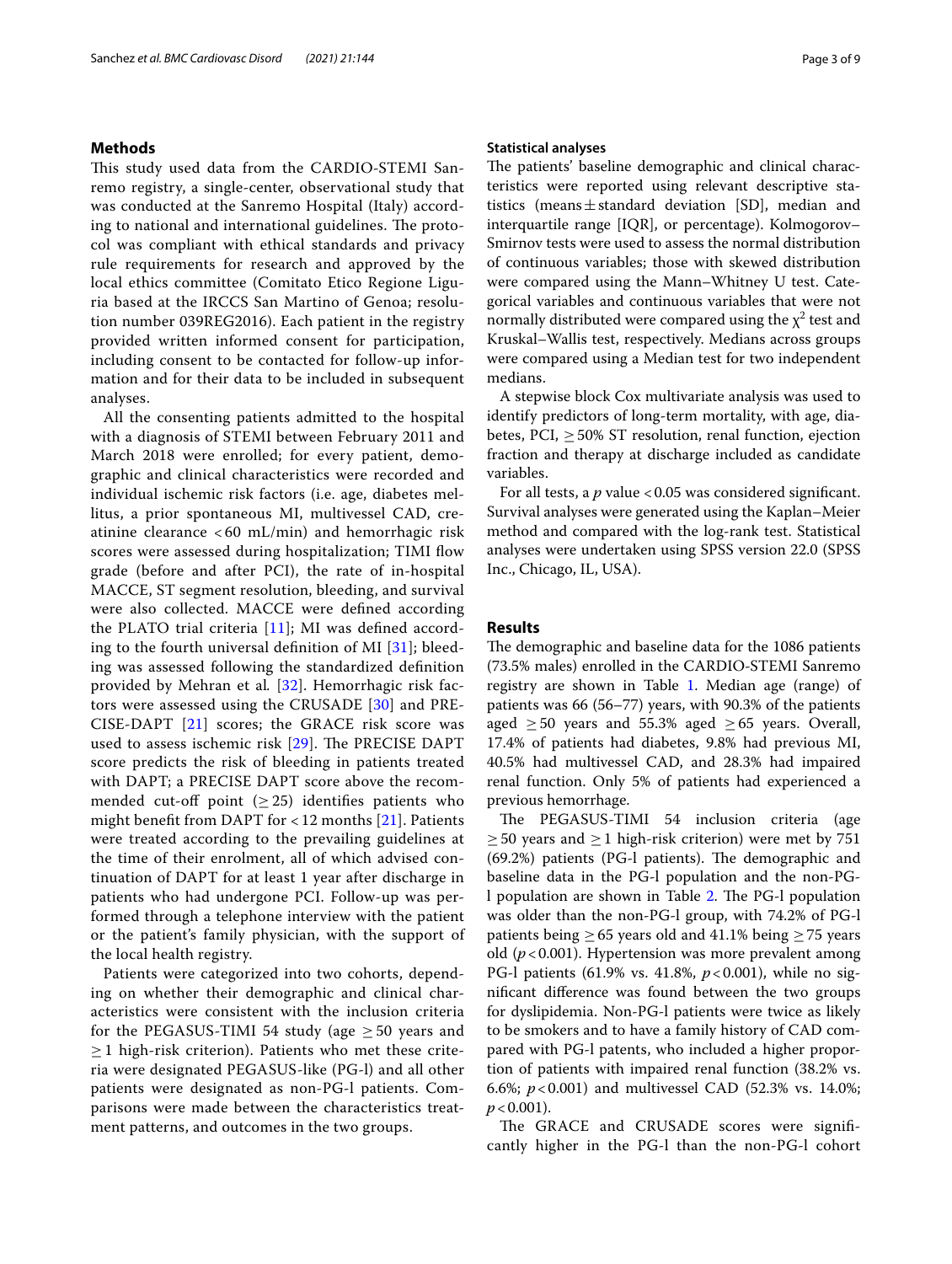## Methods

This study used data from the CARDIO-STEMI Sanremo registry, a single-center, observational study that was conducted at the Sanremo Hospital (Italy) according to national and international guidelines. The protocol was compliant with ethical standards and privacy rule requirements for research and approved by the local ethics committee (Comitato Etico Regione Liguria based at the IRCCS San Martino of Genoa; resolution number 039REG2016). Each patient in the registry provided written informed consent for participation, including consent to be contacted for follow-up information and for their data to be included in subsequent analyses.

All the consenting patients admitted to the hospital with a diagnosis of STEMI between February 2011 and March 2018 were enrolled; for every patient, demographic and clinical characteristics were recorded and individual ischemic risk factors (i.e. age, diabetes mellitus, a prior spontaneous MI, multivessel CAD, creatinine clearance <60 mL/min) and hemorrhagic risk scores were assessed during hospitalization; TIMI flow grade (before and after PCI), the rate of in-hospital MACCE, ST segment resolution, bleeding, and survival were also collected. MACCE were defined according the PLATO trial criteria [11]; MI was defined according to the fourth universal definition of MI [31]; bleeding was assessed following the standardized definition provided by Mehran et al. [32]. Hemorrhagic risk factors were assessed using the CRUSADE [30] and PRECISE-DAPT [21] scores; the GRACE risk score was used to assess ischemic risk [29]. The PRECISE DAPT score predicts the risk of bleeding in patients treated with DAPT; a PRECISE DAPT score above the recommended cut-off point ($\geq 25$) identifies patients who might benefit from DAPT for <12 months [21]. Patients were treated according to the prevailing guidelines at the time of their enrolment, all of which advised continuation of DAPT for at least 1 year after discharge in patients who had undergone PCI. Follow-up was performed through a telephone interview with the patient or the patient's family physician, with the support of the local health registry.

Patients were categorized into two cohorts, depending on whether their demographic and clinical characteristics were consistent with the inclusion criteria for the PEGASUS-TIMI 54 study (age $\geq 50$ years and $\geq 1$ high-risk criterion). Patients who met these criteria were designated PEGASUS-like (PG-l) and all other patients were designated as non-PG-l patients. Comparisons were made between the characteristics treatment patterns, and outcomes in the two groups.

### Statistical analyses

The patients' baseline demographic and clinical characteristics were reported using relevant descriptive statistics (means ± standard deviation [SD], median and interquartile range [IQR], or percentage). Kolmogorov–Smirnov tests were used to assess the normal distribution of continuous variables; those with skewed distribution were compared using the Mann–Whitney U test. Categorical variables and continuous variables that were not normally distributed were compared using the $\chi^2$ test and Kruskal–Wallis test, respectively. Medians across groups were compared using a Median test for two independent medians.

A stepwise block Cox multivariate analysis was used to identify predictors of long-term mortality, with age, diabetes, PCI, $\geq 50\%$ ST resolution, renal function, ejection fraction and therapy at discharge included as candidate variables.

For all tests, a *p* value <0.05 was considered significant. Survival analyses were generated using the Kaplan–Meier method and compared with the log-rank test. Statistical analyses were undertaken using SPSS version 22.0 (SPSS Inc., Chicago, IL, USA).

## Results

The demographic and baseline data for the 1086 patients (73.5% males) enrolled in the CARDIO-STEMI Sanremo registry are shown in Table 1. Median age (range) of patients was 66 (56–77) years, with 90.3% of the patients aged $\geq 50$ years and 55.3% aged $\geq 65$ years. Overall, 17.4% of patients had diabetes, 9.8% had previous MI, 40.5% had multivessel CAD, and 28.3% had impaired renal function. Only 5% of patients had experienced a previous hemorrhage.

The PEGASUS-TIMI 54 inclusion criteria (age $\geq 50$ years and $\geq 1$ high-risk criterion) were met by 751 (69.2%) patients (PG-l patients). The demographic and baseline data in the PG-l population and the non-PG-l population are shown in Table 2. The PG-l population was older than the non-PG-l group, with 74.2% of PG-l patients being $\geq 65$ years old and 41.1% being $\geq 75$ years old ($p<0.001$). Hypertension was more prevalent among PG-l patients (61.9% vs. 41.8%, $p<0.001$), while no significant difference was found between the two groups for dyslipidemia. Non-PG-l patients were twice as likely to be smokers and to have a family history of CAD compared with PG-l patents, who included a higher proportion of patients with impaired renal function (38.2% vs. 6.6%; $p<0.001$) and multivessel CAD (52.3% vs. 14.0%; $p<0.001$).

The GRACE and CRUSADE scores were significantly higher in the PG-l than the non-PG-l cohort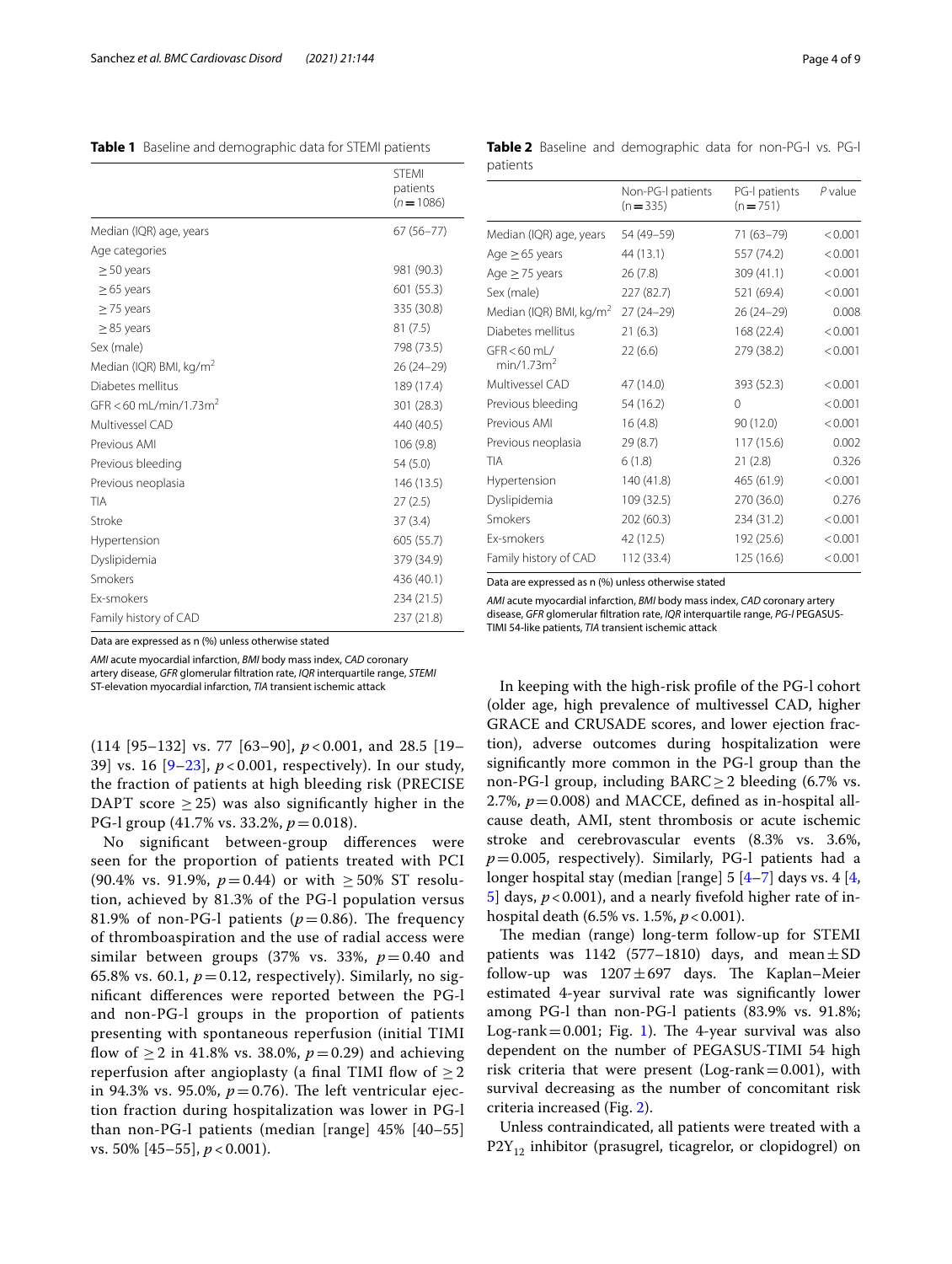**Table 1** Baseline and demographic data for STEMI patients

| | STEMI patients (n = 1086) |
|---|---|
| Median (IQR) age, years | 67 (56–77) |
| Age categories | |
| ≥ 50 years | 981 (90.3) |
| ≥ 65 years | 601 (55.3) |
| ≥ 75 years | 335 (30.8) |
| ≥ 85 years | 81 (7.5) |
| Sex (male) | 798 (73.5) |
| Median (IQR) BMI, kg/m$^2$ | 26 (24–29) |
| Diabetes mellitus | 189 (17.4) |
| GFR < 60 mL/min/1.73m$^2$ | 301 (28.3) |
| Multivessel CAD | 440 (40.5) |
| Previous AMI | 106 (9.8) |
| Previous bleeding | 54 (5.0) |
| Previous neoplasia | 146 (13.5) |
| TIA | 27 (2.5) |
| Stroke | 37 (3.4) |
| Hypertension | 605 (55.7) |
| Dyslipidemia | 379 (34.9) |
| Smokers | 436 (40.1) |
| Ex-smokers | 234 (21.5) |
| Family history of CAD | 237 (21.8) |

Data are expressed as n (%) unless otherwise stated

*AMI* acute myocardial infarction, *BMI* body mass index, *CAD* coronary artery disease, *GFR* glomerular filtration rate, *IQR* interquartile range, *STEMI* ST-elevation myocardial infarction, *TIA* transient ischemic attack

**Table 2** Baseline and demographic data for non-PG-l vs. PG-l patients

| | Non-PG-l patients (n = 335) | PG-l patients (n = 751) | P value |
|---|---|---|---|
| Median (IQR) age, years | 54 (49–59) | 71 (63–79) | < 0.001 |
| Age ≥ 65 years | 44 (13.1) | 557 (74.2) | < 0.001 |
| Age ≥ 75 years | 26 (7.8) | 309 (41.1) | < 0.001 |
| Sex (male) | 227 (82.7) | 521 (69.4) | < 0.001 |
| Median (IQR) BMI, kg/m$^2$ | 27 (24–29) | 26 (24–29) | 0.008 |
| Diabetes mellitus | 21 (6.3) | 168 (22.4) | < 0.001 |
| GFR < 60 mL/min/1.73m$^2$ | 22 (6.6) | 279 (38.2) | < 0.001 |
| Multivessel CAD | 47 (14.0) | 393 (52.3) | < 0.001 |
| Previous bleeding | 54 (16.2) | 0 | < 0.001 |
| Previous AMI | 16 (4.8) | 90 (12.0) | < 0.001 |
| Previous neoplasia | 29 (8.7) | 117 (15.6) | 0.002 |
| TIA | 6 (1.8) | 21 (2.8) | 0.326 |
| Hypertension | 140 (41.8) | 465 (61.9) | < 0.001 |
| Dyslipidemia | 109 (32.5) | 270 (36.0) | 0.276 |
| Smokers | 202 (60.3) | 234 (31.2) | < 0.001 |
| Ex-smokers | 42 (12.5) | 192 (25.6) | < 0.001 |
| Family history of CAD | 112 (33.4) | 125 (16.6) | < 0.001 |

Data are expressed as n (%) unless otherwise stated

*AMI* acute myocardial infarction, *BMI* body mass index, *CAD* coronary artery disease, *GFR* glomerular filtration rate, *IQR* interquartile range, *PG-l* PEGASUS-TIMI 54-like patients, *TIA* transient ischemic attack

(114 [95–132] vs. 77 [63–90], $p < 0.001$, and 28.5 [19–39] vs. 16 [9–23], $p < 0.001$, respectively). In our study, the fraction of patients at high bleeding risk (PRECISE DAPT score ≥ 25) was also significantly higher in the PG-l group (41.7% vs. 33.2%, $p = 0.018$).

No significant between-group differences were seen for the proportion of patients treated with PCI (90.4% vs. 91.9%, $p = 0.44$) or with ≥ 50% ST resolution, achieved by 81.3% of the PG-l population versus 81.9% of non-PG-l patients ($p = 0.86$). The frequency of thromboaspiration and the use of radial access were similar between groups (37% vs. 33%, $p = 0.40$ and 65.8% vs. 60.1, $p = 0.12$, respectively). Similarly, no significant differences were reported between the PG-l and non-PG-l groups in the proportion of patients presenting with spontaneous reperfusion (initial TIMI flow of ≥ 2 in 41.8% vs. 38.0%, $p = 0.29$) and achieving reperfusion after angioplasty (a final TIMI flow of ≥ 2 in 94.3% vs. 95.0%, $p = 0.76$). The left ventricular ejection fraction during hospitalization was lower in PG-l than non-PG-l patients (median [range] 45% [40–55] vs. 50% [45–55], $p < 0.001$).

In keeping with the high-risk profile of the PG-l cohort (older age, high prevalence of multivessel CAD, higher GRACE and CRUSADE scores, and lower ejection fraction), adverse outcomes during hospitalization were significantly more common in the PG-l group than the non-PG-l group, including BARC ≥ 2 bleeding (6.7% vs. 2.7%, $p = 0.008$) and MACCE, defined as in-hospital all-cause death, AMI, stent thrombosis or acute ischemic stroke and cerebrovascular events (8.3% vs. 3.6%, $p = 0.005$, respectively). Similarly, PG-l patients had a longer hospital stay (median [range] 5 [4–7] days vs. 4 [4, 5] days, $p < 0.001$), and a nearly fivefold higher rate of in-hospital death (6.5% vs. 1.5%, $p < 0.001$).

The median (range) long-term follow-up for STEMI patients was 1142 (577–1810) days, and mean ± SD follow-up was 1207 ± 697 days. The Kaplan–Meier estimated 4-year survival rate was significantly lower among PG-l than non-PG-l patients (83.9% vs. 91.8%; Log-rank = 0.001; Fig. 1). The 4-year survival was also dependent on the number of PEGASUS-TIMI 54 high risk criteria that were present (Log-rank = 0.001), with survival decreasing as the number of concomitant risk criteria increased (Fig. 2).

Unless contraindicated, all patients were treated with a $P2Y_{12}$ inhibitor (prasugrel, ticagrelor, or clopidogrel) on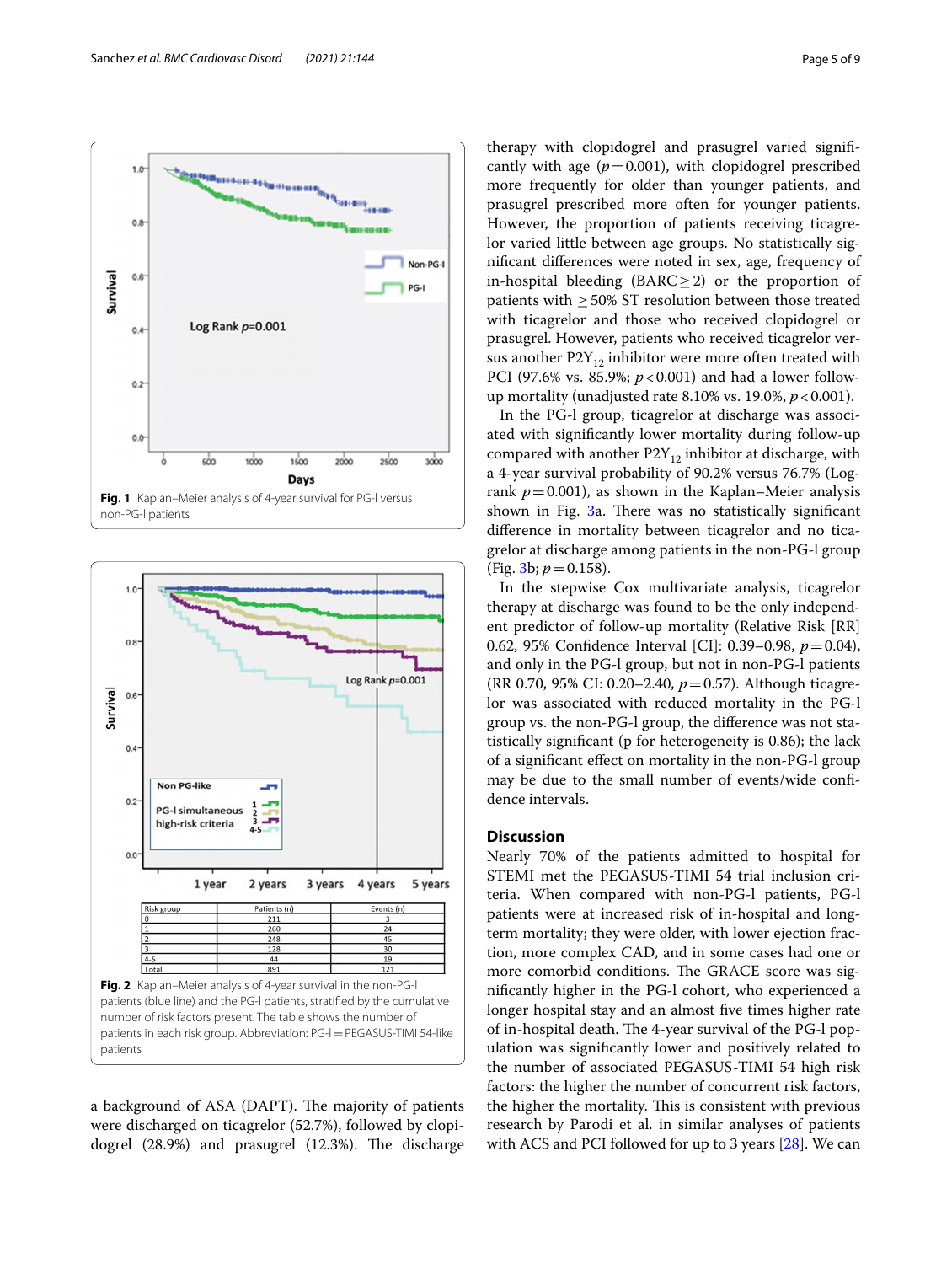Fig. 1 Kaplan–Meier analysis of 4-year survival for PG-l versus non-PG-l patients

| Risk group | Patients (n) | Events (n) |
|---|---|---|
| 0 | 211 | 3 |
| 1 | 260 | 24 |
| 2 | 248 | 45 |
| 3 | 128 | 30 |
| 4-5 | 44 | 19 |
| Total | 891 | 121 |

Fig. 2 Kaplan–Meier analysis of 4-year survival in the non-PG-l patients (blue line) and the PG-l patients, stratified by the cumulative number of risk factors present. The table shows the number of patients in each risk group. Abbreviation: PG-l = PEGASUS-TIMI 54-like patients

a background of ASA (DAPT). The majority of patients were discharged on ticagrelor (52.7%), followed by clopidogrel (28.9%) and prasugrel (12.3%). The discharge therapy with clopidogrel and prasugrel varied significantly with age ($p = 0.001$), with clopidogrel prescribed more frequently for older than younger patients, and prasugrel prescribed more often for younger patients. However, the proportion of patients receiving ticagrelor varied little between age groups. No statistically significant differences were noted in sex, age, frequency of in-hospital bleeding (BARC ≥ 2) or the proportion of patients with ≥ 50% ST resolution between those treated with ticagrelor and those who received clopidogrel or prasugrel. However, patients who received ticagrelor versus another $P2Y_{12}$ inhibitor were more often treated with PCI (97.6% vs. 85.9%; $p < 0.001$) and had a lower follow-up mortality (unadjusted rate 8.10% vs. 19.0%, $p < 0.001$).

In the PG-l group, ticagrelor at discharge was associated with significantly lower mortality during follow-up compared with another $P2Y_{12}$ inhibitor at discharge, with a 4-year survival probability of 90.2% versus 76.7% (Log-rank $p = 0.001$), as shown in the Kaplan–Meier analysis shown in Fig. 3a. There was no statistically significant difference in mortality between ticagrelor and no ticagrelor at discharge among patients in the non-PG-l group (Fig. 3b; $p = 0.158$).

In the stepwise Cox multivariate analysis, ticagrelor therapy at discharge was found to be the only independent predictor of follow-up mortality (Relative Risk [RR] 0.62, 95% Confidence Interval [CI]: 0.39–0.98, $p = 0.04$), and only in the PG-l group, but not in non-PG-l patients (RR 0.70, 95% CI: 0.20–2.40, $p = 0.57$). Although ticagrelor was associated with reduced mortality in the PG-l group vs. the non-PG-l group, the difference was not statistically significant (p for heterogeneity is 0.86); the lack of a significant effect on mortality in the non-PG-l group may be due to the small number of events/wide confidence intervals.

## Discussion

Nearly 70% of the patients admitted to hospital for STEMI met the PEGASUS-TIMI 54 trial inclusion criteria. When compared with non-PG-l patients, PG-l patients were at increased risk of in-hospital and long-term mortality; they were older, with lower ejection fraction, more complex CAD, and in some cases had one or more comorbid conditions. The GRACE score was significantly higher in the PG-l cohort, who experienced a longer hospital stay and an almost five times higher rate of in-hospital death. The 4-year survival of the PG-l population was significantly lower and positively related to the number of associated PEGASUS-TIMI 54 high risk factors: the higher the number of concurrent risk factors, the higher the mortality. This is consistent with previous research by Parodi et al. in similar analyses of patients with ACS and PCI followed for up to 3 years [28]. We can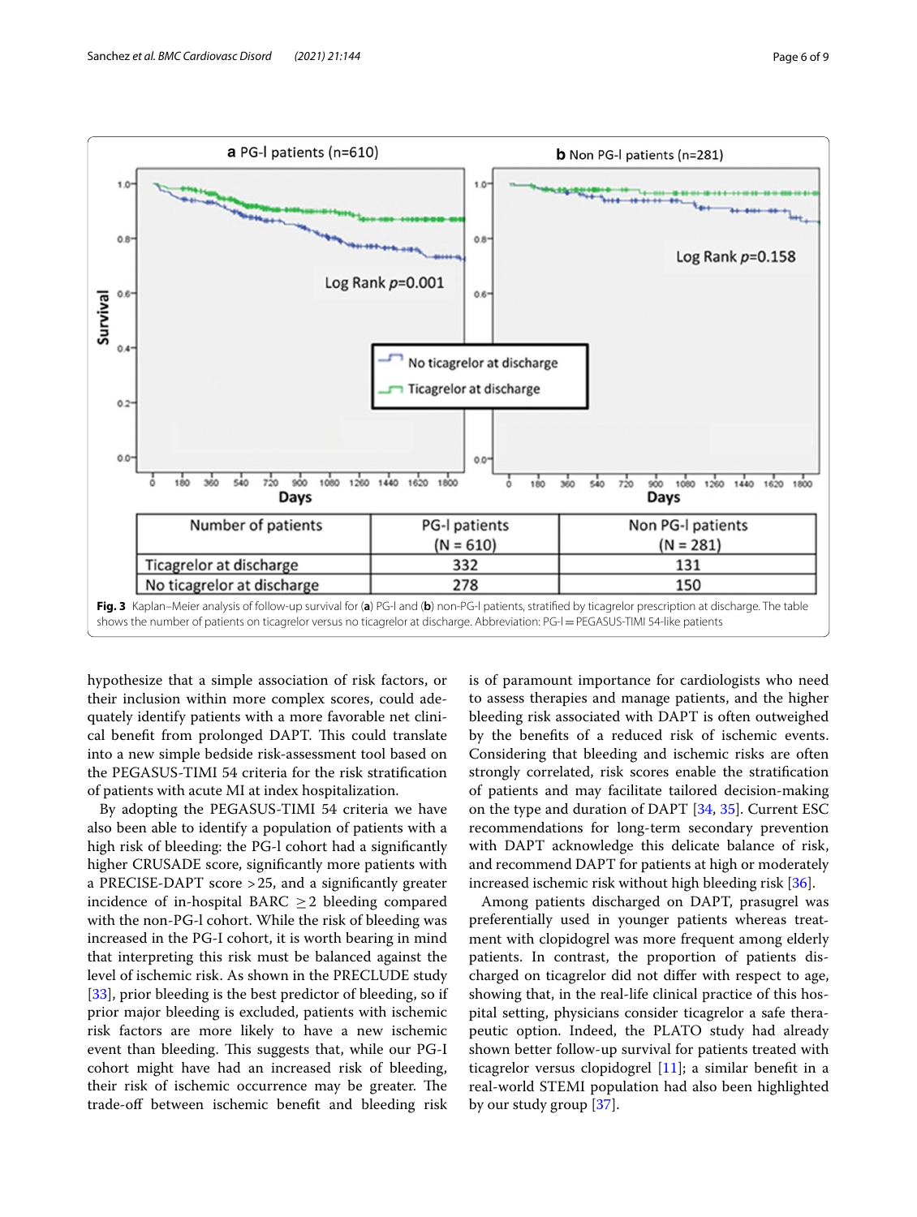| Number of patients | PG-l patients (N = 610) | Non PG-l patients (N = 281) |
|---|---|---|
| Ticagrelor at discharge | 332 | 131 |
| No ticagrelor at discharge | 278 | 150 |

**Fig. 3** Kaplan–Meier analysis of follow-up survival for (**a**) PG-l and (**b**) non-PG-l patients, stratified by ticagrelor prescription at discharge. The table shows the number of patients on ticagrelor versus no ticagrelor at discharge. Abbreviation: PG-l = PEGASUS-TIMI 54-like patients

hypothesize that a simple association of risk factors, or their inclusion within more complex scores, could adequately identify patients with a more favorable net clinical benefit from prolonged DAPT. This could translate into a new simple bedside risk-assessment tool based on the PEGASUS-TIMI 54 criteria for the risk stratification of patients with acute MI at index hospitalization.

By adopting the PEGASUS-TIMI 54 criteria we have also been able to identify a population of patients with a high risk of bleeding: the PG-l cohort had a significantly higher CRUSADE score, significantly more patients with a PRECISE-DAPT score >25, and a significantly greater incidence of in-hospital BARC $\geq 2$ bleeding compared with the non-PG-l cohort. While the risk of bleeding was increased in the PG-I cohort, it is worth bearing in mind that interpreting this risk must be balanced against the level of ischemic risk. As shown in the PRECLUDE study [33], prior bleeding is the best predictor of bleeding, so if prior major bleeding is excluded, patients with ischemic risk factors are more likely to have a new ischemic event than bleeding. This suggests that, while our PG-I cohort might have had an increased risk of bleeding, their risk of ischemic occurrence may be greater. The trade-off between ischemic benefit and bleeding risk is of paramount importance for cardiologists who need to assess therapies and manage patients, and the higher bleeding risk associated with DAPT is often outweighed by the benefits of a reduced risk of ischemic events. Considering that bleeding and ischemic risks are often strongly correlated, risk scores enable the stratification of patients and may facilitate tailored decision-making on the type and duration of DAPT [34, 35]. Current ESC recommendations for long-term secondary prevention with DAPT acknowledge this delicate balance of risk, and recommend DAPT for patients at high or moderately increased ischemic risk without high bleeding risk [36].

Among patients discharged on DAPT, prasugrel was preferentially used in younger patients whereas treatment with clopidogrel was more frequent among elderly patients. In contrast, the proportion of patients discharged on ticagrelor did not differ with respect to age, showing that, in the real-life clinical practice of this hospital setting, physicians consider ticagrelor a safe therapeutic option. Indeed, the PLATO study had already shown better follow-up survival for patients treated with ticagrelor versus clopidogrel [11]; a similar benefit in a real-world STEMI population had also been highlighted by our study group [37].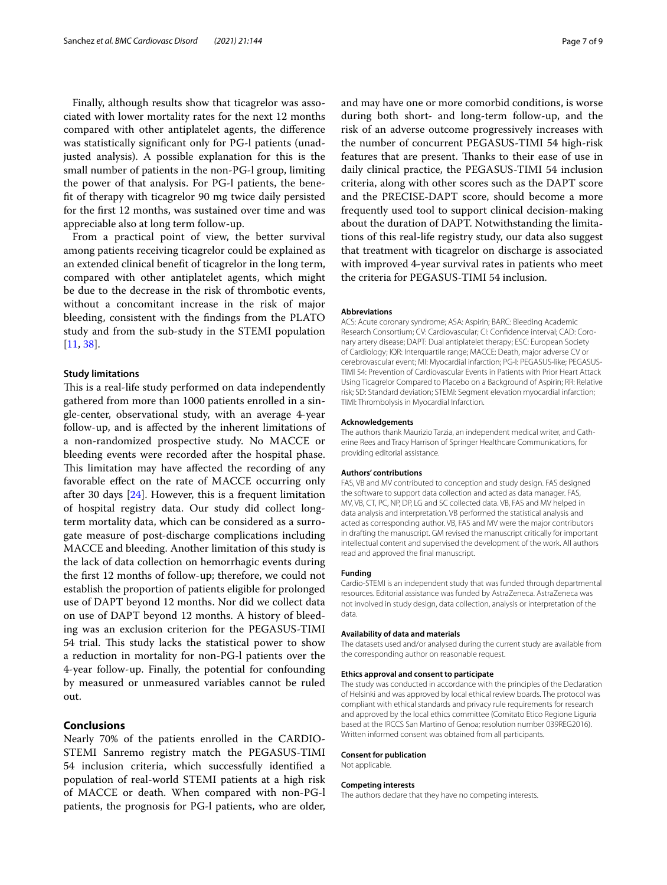Finally, although results show that ticagrelor was associated with lower mortality rates for the next 12 months compared with other antiplatelet agents, the difference was statistically significant only for PG-l patients (unadjusted analysis). A possible explanation for this is the small number of patients in the non-PG-l group, limiting the power of that analysis. For PG-l patients, the benefit of therapy with ticagrelor 90 mg twice daily persisted for the first 12 months, was sustained over time and was appreciable also at long term follow-up.

From a practical point of view, the better survival among patients receiving ticagrelor could be explained as an extended clinical benefit of ticagrelor in the long term, compared with other antiplatelet agents, which might be due to the decrease in the risk of thrombotic events, without a concomitant increase in the risk of major bleeding, consistent with the findings from the PLATO study and from the sub-study in the STEMI population [11, 38].

### Study limitations

This is a real-life study performed on data independently gathered from more than 1000 patients enrolled in a single-center, observational study, with an average 4-year follow-up, and is affected by the inherent limitations of a non-randomized prospective study. No MACCE or bleeding events were recorded after the hospital phase. This limitation may have affected the recording of any favorable effect on the rate of MACCE occurring only after 30 days [24]. However, this is a frequent limitation of hospital registry data. Our study did collect long-term mortality data, which can be considered as a surrogate measure of post-discharge complications including MACCE and bleeding. Another limitation of this study is the lack of data collection on hemorrhagic events during the first 12 months of follow-up; therefore, we could not establish the proportion of patients eligible for prolonged use of DAPT beyond 12 months. Nor did we collect data on use of DAPT beyond 12 months. A history of bleeding was an exclusion criterion for the PEGASUS-TIMI 54 trial. This study lacks the statistical power to show a reduction in mortality for non-PG-l patients over the 4-year follow-up. Finally, the potential for confounding by measured or unmeasured variables cannot be ruled out.

## Conclusions

Nearly 70% of the patients enrolled in the CARDIO-STEMI Sanremo registry match the PEGASUS-TIMI 54 inclusion criteria, which successfully identified a population of real-world STEMI patients at a high risk of MACCE or death. When compared with non-PG-l patients, the prognosis for PG-l patients, who are older, and may have one or more comorbid conditions, is worse during both short- and long-term follow-up, and the risk of an adverse outcome progressively increases with the number of concurrent PEGASUS-TIMI 54 high-risk features that are present. Thanks to their ease of use in daily clinical practice, the PEGASUS-TIMI 54 inclusion criteria, along with other scores such as the DAPT score and the PRECISE-DAPT score, should become a more frequently used tool to support clinical decision-making about the duration of DAPT. Notwithstanding the limitations of this real-life registry study, our data also suggest that treatment with ticagrelor on discharge is associated with improved 4-year survival rates in patients who meet the criteria for PEGASUS-TIMI 54 inclusion.

#### Abbreviations

ACS: Acute coronary syndrome; ASA: Aspirin; BARC: Bleeding Academic Research Consortium; CV: Cardiovascular; CI: Confidence interval; CAD: Coronary artery disease; DAPT: Dual antiplatelet therapy; ESC: European Society of Cardiology; IQR: Interquartile range; MACCE: Death, major adverse CV or cerebrovascular event; MI: Myocardial infarction; PG-l: PEGASUS-like; PEGASUS-TIMI 54: Prevention of Cardiovascular Events in Patients with Prior Heart Attack Using Ticagrelor Compared to Placebo on a Background of Aspirin; RR: Relative risk; SD: Standard deviation; STEMI: Segment elevation myocardial infarction; TIMI: Thrombolysis in Myocardial Infarction.

#### Acknowledgements

The authors thank Maurizio Tarzia, an independent medical writer, and Catherine Rees and Tracy Harrison of Springer Healthcare Communications, for providing editorial assistance.

#### Authors' contributions

FAS, VB and MV contributed to conception and study design. FAS designed the software to support data collection and acted as data manager. FAS, MV, VB, CT, PC, NP, DP, LG and SC collected data. VB, FAS and MV helped in data analysis and interpretation. VB performed the statistical analysis and acted as corresponding author. VB, FAS and MV were the major contributors in drafting the manuscript. GM revised the manuscript critically for important intellectual content and supervised the development of the work. All authors read and approved the final manuscript.

#### Funding

Cardio-STEMI is an independent study that was funded through departmental resources. Editorial assistance was funded by AstraZeneca. AstraZeneca was not involved in study design, data collection, analysis or interpretation of the data.

#### Availability of data and materials

The datasets used and/or analysed during the current study are available from the corresponding author on reasonable request.

#### Ethics approval and consent to participate

The study was conducted in accordance with the principles of the Declaration of Helsinki and was approved by local ethical review boards. The protocol was compliant with ethical standards and privacy rule requirements for research and approved by the local ethics committee (Comitato Etico Regione Liguria based at the IRCCS San Martino of Genoa; resolution number 039REG2016). Written informed consent was obtained from all participants.

#### Consent for publication

Not applicable.

#### Competing interests

The authors declare that they have no competing interests.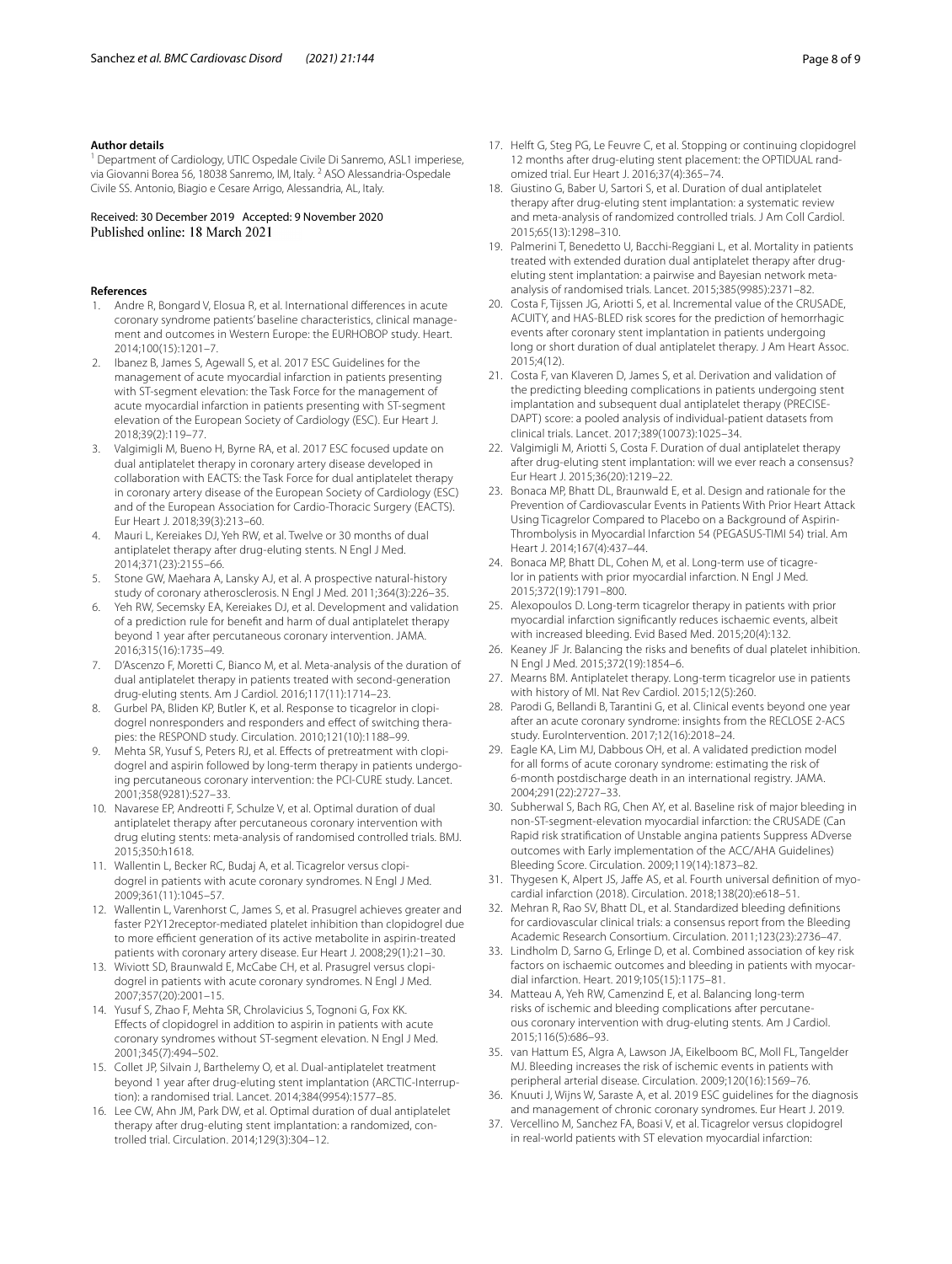#### Author details

[1] Department of Cardiology, UTIC Ospedale Civile Di Sanremo, ASL1 imperiese, via Giovanni Borea 56, 18038 Sanremo, IM, Italy. [2] ASO Alessandria-Ospedale Civile SS. Antonio, Biagio e Cesare Arrigo, Alessandria, AL, Italy.

Received: 30 December 2019 Accepted: 9 November 2020
Published online: 18 March 2021

#### References

1. Andre R, Bongard V, Elosua R, et al. International differences in acute coronary syndrome patients' baseline characteristics, clinical management and outcomes in Western Europe: the EURHOBOP study. Heart. 2014;100(15):1201–7.
2. Ibanez B, James S, Agewall S, et al. 2017 ESC Guidelines for the management of acute myocardial infarction in patients presenting with ST-segment elevation: the Task Force for the management of acute myocardial infarction in patients presenting with ST-segment elevation of the European Society of Cardiology (ESC). Eur Heart J. 2018;39(2):119–77.
3. Valgimigli M, Bueno H, Byrne RA, et al. 2017 ESC focused update on dual antiplatelet therapy in coronary artery disease developed in collaboration with EACTS: the Task Force for dual antiplatelet therapy in coronary artery disease of the European Society of Cardiology (ESC) and of the European Association for Cardio-Thoracic Surgery (EACTS). Eur Heart J. 2018;39(3):213–60.
4. Mauri L, Kereiakes DJ, Yeh RW, et al. Twelve or 30 months of dual antiplatelet therapy after drug-eluting stents. N Engl J Med. 2014;371(23):2155–66.
5. Stone GW, Maehara A, Lansky AJ, et al. A prospective natural-history study of coronary atherosclerosis. N Engl J Med. 2011;364(3):226–35.
6. Yeh RW, Secemsky EA, Kereiakes DJ, et al. Development and validation of a prediction rule for benefit and harm of dual antiplatelet therapy beyond 1 year after percutaneous coronary intervention. JAMA. 2016;315(16):1735–49.
7. D'Ascenzo F, Moretti C, Bianco M, et al. Meta-analysis of the duration of dual antiplatelet therapy in patients treated with second-generation drug-eluting stents. Am J Cardiol. 2016;117(11):1714–23.
8. Gurbel PA, Bliden KP, Butler K, et al. Response to ticagrelor in clopidogrel nonresponders and responders and effect of switching therapies: the RESPOND study. Circulation. 2010;121(10):1188–99.
9. Mehta SR, Yusuf S, Peters RJ, et al. Effects of pretreatment with clopidogrel and aspirin followed by long-term therapy in patients undergoing percutaneous coronary intervention: the PCI-CURE study. Lancet. 2001;358(9281):527–33.
10. Navarese EP, Andreotti F, Schulze V, et al. Optimal duration of dual antiplatelet therapy after percutaneous coronary intervention with drug eluting stents: meta-analysis of randomised controlled trials. BMJ. 2015;350:h1618.
11. Wallentin L, Becker RC, Budaj A, et al. Ticagrelor versus clopidogrel in patients with acute coronary syndromes. N Engl J Med. 2009;361(11):1045–57.
12. Wallentin L, Varenhorst C, James S, et al. Prasugrel achieves greater and faster P2Y12receptor-mediated platelet inhibition than clopidogrel due to more efficient generation of its active metabolite in aspirin-treated patients with coronary artery disease. Eur Heart J. 2008;29(1):21–30.
13. Wiviott SD, Braunwald E, McCabe CH, et al. Prasugrel versus clopidogrel in patients with acute coronary syndromes. N Engl J Med. 2007;357(20):2001–15.
14. Yusuf S, Zhao F, Mehta SR, Chrolavicius S, Tognoni G, Fox KK. Effects of clopidogrel in addition to aspirin in patients with acute coronary syndromes without ST-segment elevation. N Engl J Med. 2001;345(7):494–502.
15. Collet JP, Silvain J, Barthelemy O, et al. Dual-antiplatelet treatment beyond 1 year after drug-eluting stent implantation (ARCTIC-Interruption): a randomised trial. Lancet. 2014;384(9954):1577–85.
16. Lee CW, Ahn JM, Park DW, et al. Optimal duration of dual antiplatelet therapy after drug-eluting stent implantation: a randomized, controlled trial. Circulation. 2014;129(3):304–12.
17. Helft G, Steg PG, Le Feuvre C, et al. Stopping or continuing clopidogrel 12 months after drug-eluting stent placement: the OPTIDUAL randomized trial. Eur Heart J. 2016;37(4):365–74.
18. Giustino G, Baber U, Sartori S, et al. Duration of dual antiplatelet therapy after drug-eluting stent implantation: a systematic review and meta-analysis of randomized controlled trials. J Am Coll Cardiol. 2015;65(13):1298–310.
19. Palmerini T, Benedetto U, Bacchi-Reggiani L, et al. Mortality in patients treated with extended duration dual antiplatelet therapy after drug-eluting stent implantation: a pairwise and Bayesian network meta-analysis of randomised trials. Lancet. 2015;385(9985):2371–82.
20. Costa F, Tijssen JG, Ariotti S, et al. Incremental value of the CRUSADE, ACUITY, and HAS-BLED risk scores for the prediction of hemorrhagic events after coronary stent implantation in patients undergoing long or short duration of dual antiplatelet therapy. J Am Heart Assoc. 2015;4(12).
21. Costa F, van Klaveren D, James S, et al. Derivation and validation of the predicting bleeding complications in patients undergoing stent implantation and subsequent dual antiplatelet therapy (PRECISE-DAPT) score: a pooled analysis of individual-patient datasets from clinical trials. Lancet. 2017;389(10073):1025–34.
22. Valgimigli M, Ariotti S, Costa F. Duration of dual antiplatelet therapy after drug-eluting stent implantation: will we ever reach a consensus? Eur Heart J. 2015;36(20):1219–22.
23. Bonaca MP, Bhatt DL, Braunwald E, et al. Design and rationale for the Prevention of Cardiovascular Events in Patients With Prior Heart Attack Using Ticagrelor Compared to Placebo on a Background of Aspirin-Thrombolysis in Myocardial Infarction 54 (PEGASUS-TIMI 54) trial. Am Heart J. 2014;167(4):437–44.
24. Bonaca MP, Bhatt DL, Cohen M, et al. Long-term use of ticagrelor in patients with prior myocardial infarction. N Engl J Med. 2015;372(19):1791–800.
25. Alexopoulos D. Long-term ticagrelor therapy in patients with prior myocardial infarction significantly reduces ischaemic events, albeit with increased bleeding. Evid Based Med. 2015;20(4):132.
26. Keaney JF Jr. Balancing the risks and benefits of dual platelet inhibition. N Engl J Med. 2015;372(19):1854–6.
27. Mearns BM. Antiplatelet therapy. Long-term ticagrelor use in patients with history of MI. Nat Rev Cardiol. 2015;12(5):260.
28. Parodi G, Bellandi B, Tarantini G, et al. Clinical events beyond one year after an acute coronary syndrome: insights from the RECLOSE 2-ACS study. EuroIntervention. 2017;12(16):2018–24.
29. Eagle KA, Lim MJ, Dabbous OH, et al. A validated prediction model for all forms of acute coronary syndrome: estimating the risk of 6-month postdischarge death in an international registry. JAMA. 2004;291(22):2727–33.
30. Subherwal S, Bach RG, Chen AY, et al. Baseline risk of major bleeding in non-ST-segment-elevation myocardial infarction: the CRUSADE (Can Rapid risk stratification of Unstable angina patients Suppress ADverse outcomes with Early implementation of the ACC/AHA Guidelines) Bleeding Score. Circulation. 2009;119(14):1873–82.
31. Thygesen K, Alpert JS, Jaffe AS, et al. Fourth universal definition of myocardial infarction (2018). Circulation. 2018;138(20):e618–51.
32. Mehran R, Rao SV, Bhatt DL, et al. Standardized bleeding definitions for cardiovascular clinical trials: a consensus report from the Bleeding Academic Research Consortium. Circulation. 2011;123(23):2736–47.
33. Lindholm D, Sarno G, Erlinge D, et al. Combined association of key risk factors on ischaemic outcomes and bleeding in patients with myocardial infarction. Heart. 2019;105(15):1175–81.
34. Matteau A, Yeh RW, Camenzind E, et al. Balancing long-term risks of ischemic and bleeding complications after percutaneous coronary intervention with drug-eluting stents. Am J Cardiol. 2015;116(5):686–93.
35. van Hattum ES, Algra A, Lawson JA, Eikelboom BC, Moll FL, Tangelder MJ. Bleeding increases the risk of ischemic events in patients with peripheral arterial disease. Circulation. 2009;120(16):1569–76.
36. Knuuti J, Wijns W, Saraste A, et al. 2019 ESC guidelines for the diagnosis and management of chronic coronary syndromes. Eur Heart J. 2019.
37. Vercellino M, Sanchez FA, Boasi V, et al. Ticagrelor versus clopidogrel in real-world patients with ST elevation myocardial infarction: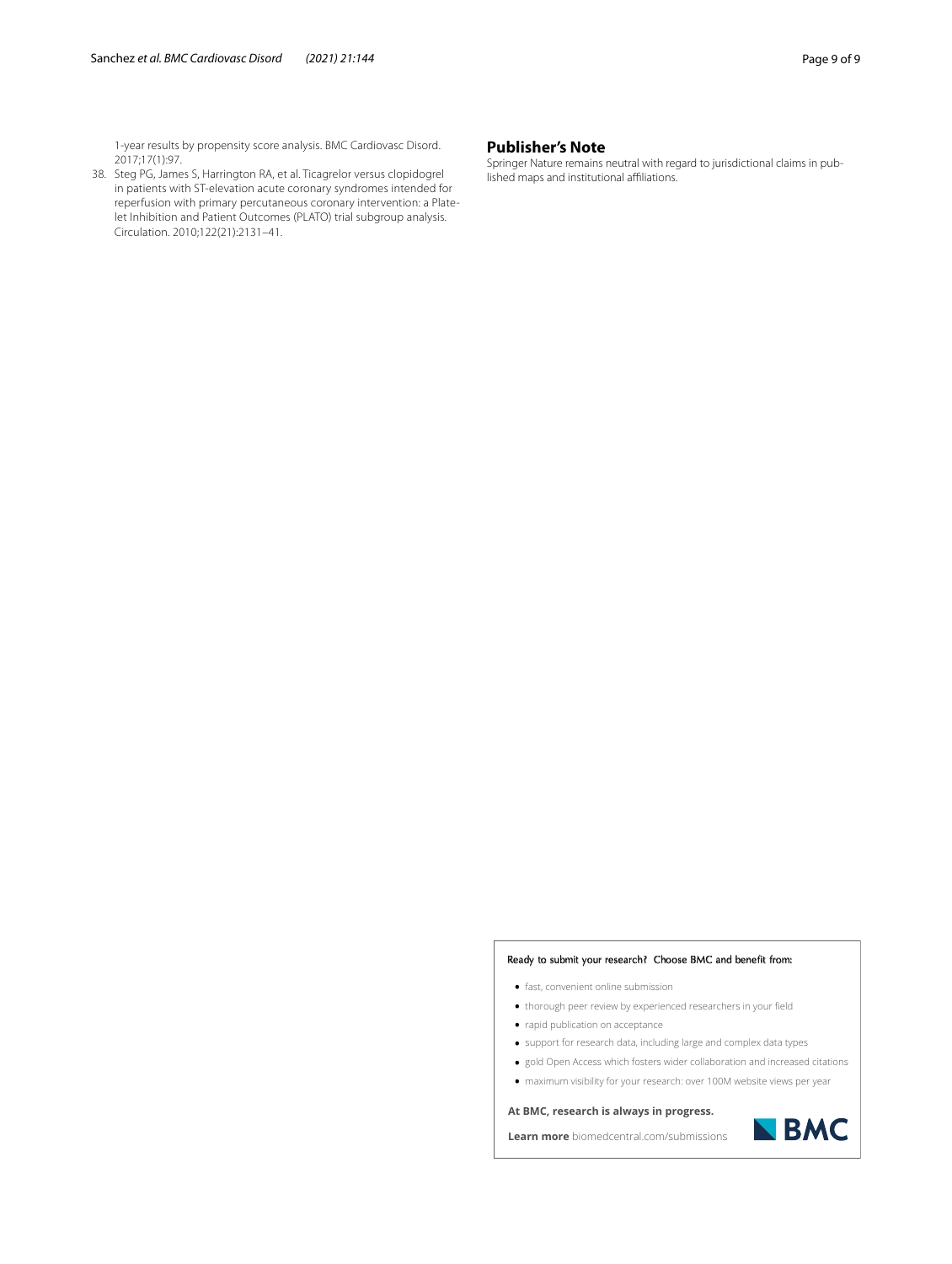1-year results by propensity score analysis. BMC Cardiovasc Disord. 2017;17(1):97.

38. Steg PG, James S, Harrington RA, et al. Ticagrelor versus clopidogrel in patients with ST-elevation acute coronary syndromes intended for reperfusion with primary percutaneous coronary intervention: a Platelet Inhibition and Patient Outcomes (PLATO) trial subgroup analysis. Circulation. 2010;122(21):2131–41.

## Publisher's Note

Springer Nature remains neutral with regard to jurisdictional claims in published maps and institutional affiliations.

Ready to submit your research? Choose BMC and benefit from:

- fast, convenient online submission
- thorough peer review by experienced researchers in your field
- rapid publication on acceptance
- support for research data, including large and complex data types
- gold Open Access which fosters wider collaboration and increased citations
- maximum visibility for your research: over 100M website views per year

**At BMC, research is always in progress.**

**Learn more** biomedcentral.com/submissions

BMC